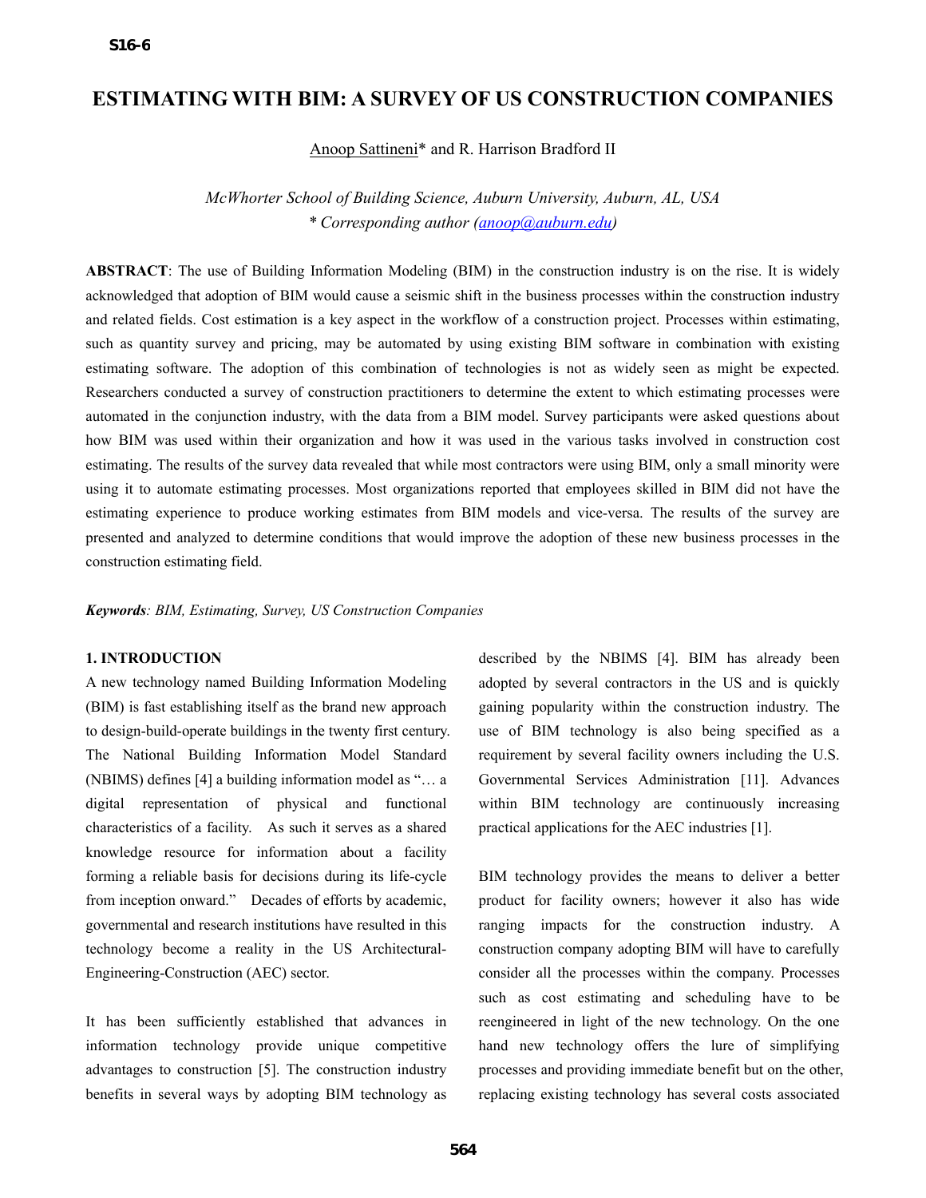# ESTIMATING WITH BIM: A SURVEY OF US CONSTRUCTION COMPANIES

Anoop Sattineni* and R. Harrison Bradford II

*McWhorter School of Building Science, Auburn University, Auburn, AL, USA*
*\* Corresponding author (anoop@auburn.edu)*

**ABSTRACT**: The use of Building Information Modeling (BIM) in the construction industry is on the rise. It is widely acknowledged that adoption of BIM would cause a seismic shift in the business processes within the construction industry and related fields. Cost estimation is a key aspect in the workflow of a construction project. Processes within estimating, such as quantity survey and pricing, may be automated by using existing BIM software in combination with existing estimating software. The adoption of this combination of technologies is not as widely seen as might be expected. Researchers conducted a survey of construction practitioners to determine the extent to which estimating processes were automated in the conjunction industry, with the data from a BIM model. Survey participants were asked questions about how BIM was used within their organization and how it was used in the various tasks involved in construction cost estimating. The results of the survey data revealed that while most contractors were using BIM, only a small minority were using it to automate estimating processes. Most organizations reported that employees skilled in BIM did not have the estimating experience to produce working estimates from BIM models and vice-versa. The results of the survey are presented and analyzed to determine conditions that would improve the adoption of these new business processes in the construction estimating field.

***Keywords****: BIM, Estimating, Survey, US Construction Companies*

## 1. INTRODUCTION

A new technology named Building Information Modeling (BIM) is fast establishing itself as the brand new approach to design-build-operate buildings in the twenty first century. The National Building Information Model Standard (NBIMS) defines [4] a building information model as "… a digital representation of physical and functional characteristics of a facility. As such it serves as a shared knowledge resource for information about a facility forming a reliable basis for decisions during its life-cycle from inception onward." Decades of efforts by academic, governmental and research institutions have resulted in this technology become a reality in the US Architectural-Engineering-Construction (AEC) sector.

It has been sufficiently established that advances in information technology provide unique competitive advantages to construction [5]. The construction industry benefits in several ways by adopting BIM technology as described by the NBIMS [4]. BIM has already been adopted by several contractors in the US and is quickly gaining popularity within the construction industry. The use of BIM technology is also being specified as a requirement by several facility owners including the U.S. Governmental Services Administration [11]. Advances within BIM technology are continuously increasing practical applications for the AEC industries [1].

BIM technology provides the means to deliver a better product for facility owners; however it also has wide ranging impacts for the construction industry. A construction company adopting BIM will have to carefully consider all the processes within the company. Processes such as cost estimating and scheduling have to be reengineered in light of the new technology. On the one hand new technology offers the lure of simplifying processes and providing immediate benefit but on the other, replacing existing technology has several costs associated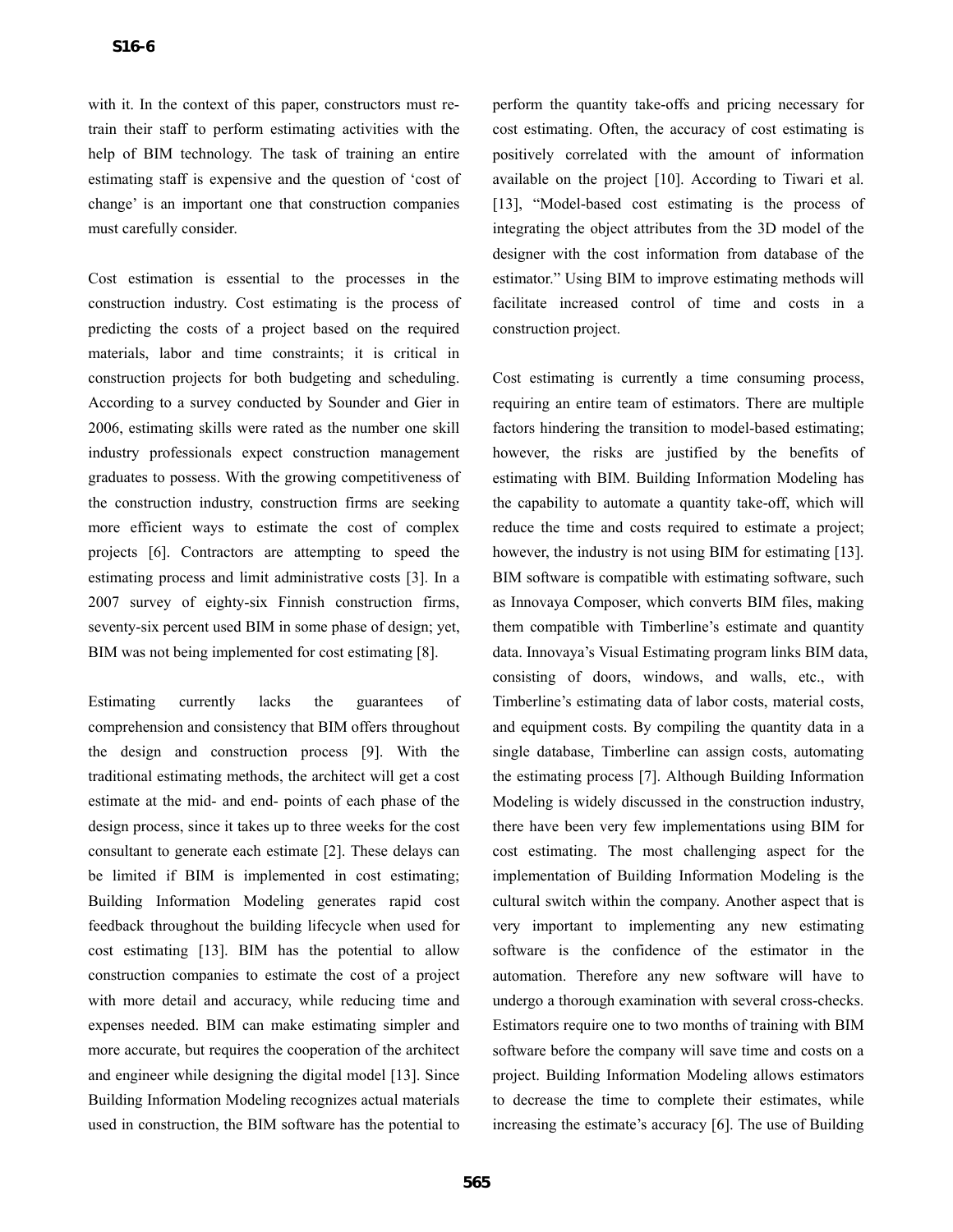with it. In the context of this paper, constructors must re-train their staff to perform estimating activities with the help of BIM technology. The task of training an entire estimating staff is expensive and the question of 'cost of change' is an important one that construction companies must carefully consider.

Cost estimation is essential to the processes in the construction industry. Cost estimating is the process of predicting the costs of a project based on the required materials, labor and time constraints; it is critical in construction projects for both budgeting and scheduling. According to a survey conducted by Sounder and Gier in 2006, estimating skills were rated as the number one skill industry professionals expect construction management graduates to possess. With the growing competitiveness of the construction industry, construction firms are seeking more efficient ways to estimate the cost of complex projects [6]. Contractors are attempting to speed the estimating process and limit administrative costs [3]. In a 2007 survey of eighty-six Finnish construction firms, seventy-six percent used BIM in some phase of design; yet, BIM was not being implemented for cost estimating [8].

Estimating currently lacks the guarantees of comprehension and consistency that BIM offers throughout the design and construction process [9]. With the traditional estimating methods, the architect will get a cost estimate at the mid- and end- points of each phase of the design process, since it takes up to three weeks for the cost consultant to generate each estimate [2]. These delays can be limited if BIM is implemented in cost estimating; Building Information Modeling generates rapid cost feedback throughout the building lifecycle when used for cost estimating [13]. BIM has the potential to allow construction companies to estimate the cost of a project with more detail and accuracy, while reducing time and expenses needed. BIM can make estimating simpler and more accurate, but requires the cooperation of the architect and engineer while designing the digital model [13]. Since Building Information Modeling recognizes actual materials used in construction, the BIM software has the potential to perform the quantity take-offs and pricing necessary for cost estimating. Often, the accuracy of cost estimating is positively correlated with the amount of information available on the project [10]. According to Tiwari et al. [13], "Model-based cost estimating is the process of integrating the object attributes from the 3D model of the designer with the cost information from database of the estimator." Using BIM to improve estimating methods will facilitate increased control of time and costs in a construction project.

Cost estimating is currently a time consuming process, requiring an entire team of estimators. There are multiple factors hindering the transition to model-based estimating; however, the risks are justified by the benefits of estimating with BIM. Building Information Modeling has the capability to automate a quantity take-off, which will reduce the time and costs required to estimate a project; however, the industry is not using BIM for estimating [13]. BIM software is compatible with estimating software, such as Innovaya Composer, which converts BIM files, making them compatible with Timberline's estimate and quantity data. Innovaya's Visual Estimating program links BIM data, consisting of doors, windows, and walls, etc., with Timberline's estimating data of labor costs, material costs, and equipment costs. By compiling the quantity data in a single database, Timberline can assign costs, automating the estimating process [7]. Although Building Information Modeling is widely discussed in the construction industry, there have been very few implementations using BIM for cost estimating. The most challenging aspect for the implementation of Building Information Modeling is the cultural switch within the company. Another aspect that is very important to implementing any new estimating software is the confidence of the estimator in the automation. Therefore any new software will have to undergo a thorough examination with several cross-checks. Estimators require one to two months of training with BIM software before the company will save time and costs on a project. Building Information Modeling allows estimators to decrease the time to complete their estimates, while increasing the estimate's accuracy [6]. The use of Building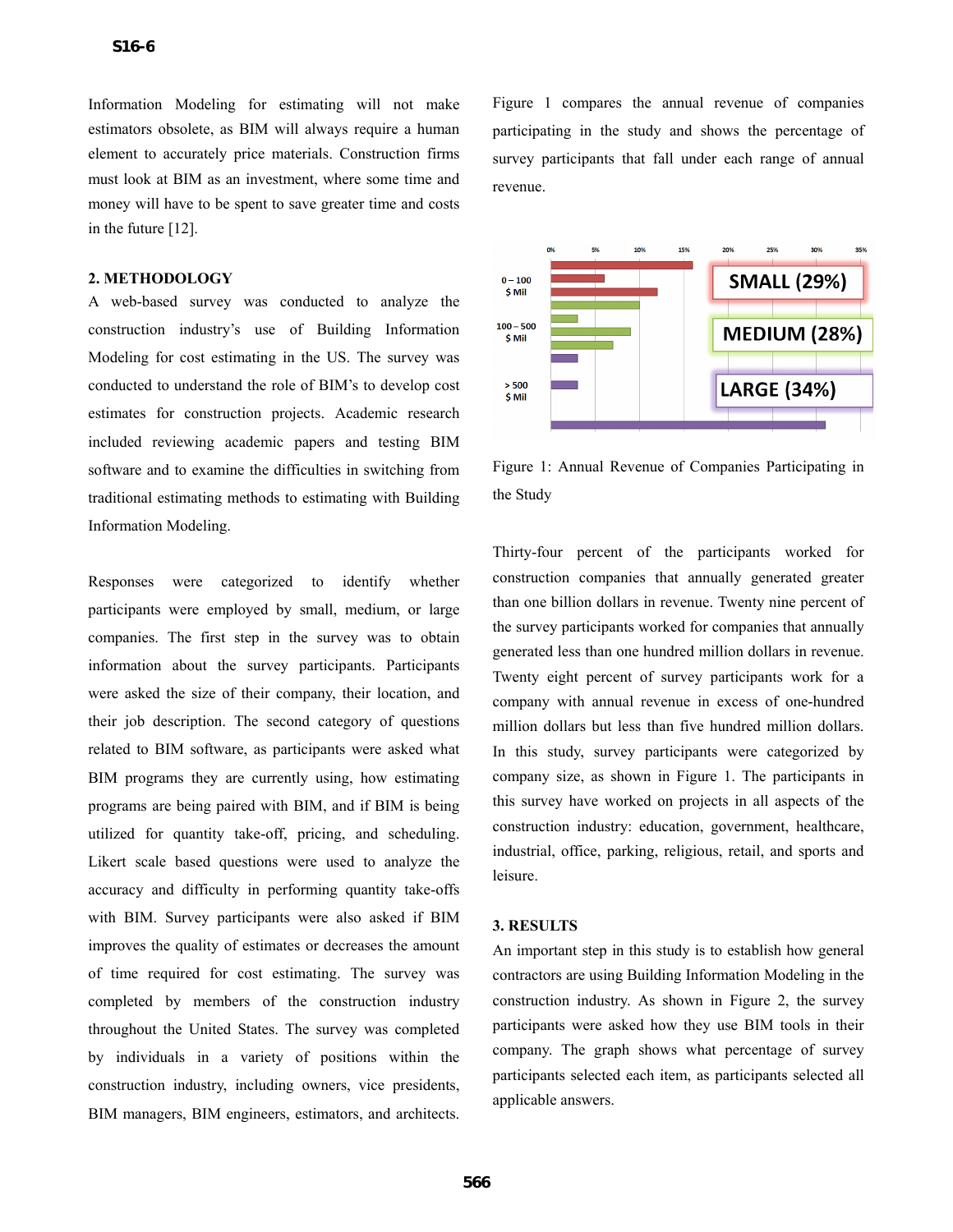Information Modeling for estimating will not make estimators obsolete, as BIM will always require a human element to accurately price materials. Construction firms must look at BIM as an investment, where some time and money will have to be spent to save greater time and costs in the future [12].

## 2. METHODOLOGY

A web-based survey was conducted to analyze the construction industry's use of Building Information Modeling for cost estimating in the US. The survey was conducted to understand the role of BIM's to develop cost estimates for construction projects. Academic research included reviewing academic papers and testing BIM software and to examine the difficulties in switching from traditional estimating methods to estimating with Building Information Modeling.

Responses were categorized to identify whether participants were employed by small, medium, or large companies. The first step in the survey was to obtain information about the survey participants. Participants were asked the size of their company, their location, and their job description. The second category of questions related to BIM software, as participants were asked what BIM programs they are currently using, how estimating programs are being paired with BIM, and if BIM is being utilized for quantity take-off, pricing, and scheduling. Likert scale based questions were used to analyze the accuracy and difficulty in performing quantity take-offs with BIM. Survey participants were also asked if BIM improves the quality of estimates or decreases the amount of time required for cost estimating. The survey was completed by members of the construction industry throughout the United States. The survey was completed by individuals in a variety of positions within the construction industry, including owners, vice presidents, BIM managers, BIM engineers, estimators, and architects.

Figure 1 compares the annual revenue of companies participating in the study and shows the percentage of survey participants that fall under each range of annual revenue.

Figure 1: Annual Revenue of Companies Participating in the Study

Thirty-four percent of the participants worked for construction companies that annually generated greater than one billion dollars in revenue. Twenty nine percent of the survey participants worked for companies that annually generated less than one hundred million dollars in revenue. Twenty eight percent of survey participants work for a company with annual revenue in excess of one-hundred million dollars but less than five hundred million dollars. In this study, survey participants were categorized by company size, as shown in Figure 1. The participants in this survey have worked on projects in all aspects of the construction industry: education, government, healthcare, industrial, office, parking, religious, retail, and sports and leisure.

## 3. RESULTS

An important step in this study is to establish how general contractors are using Building Information Modeling in the construction industry. As shown in Figure 2, the survey participants were asked how they use BIM tools in their company. The graph shows what percentage of survey participants selected each item, as participants selected all applicable answers.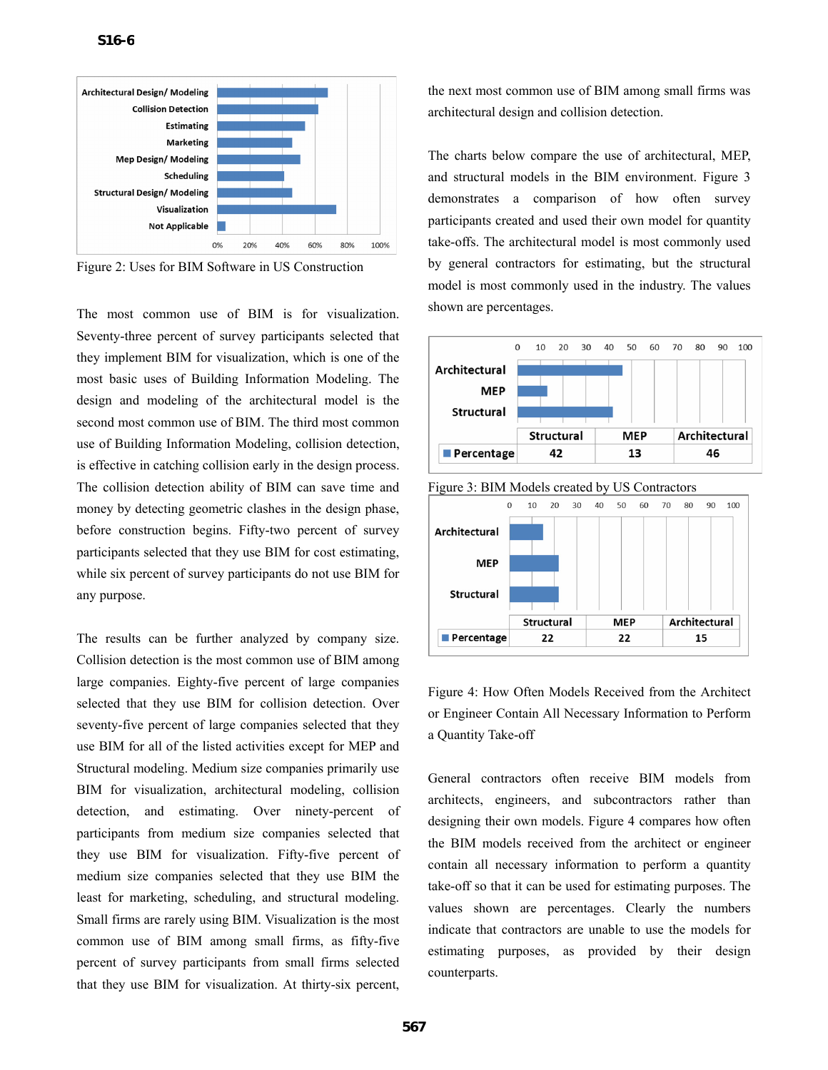Figure 2: Uses for BIM Software in US Construction

The most common use of BIM is for visualization. Seventy-three percent of survey participants selected that they implement BIM for visualization, which is one of the most basic uses of Building Information Modeling. The design and modeling of the architectural model is the second most common use of BIM. The third most common use of Building Information Modeling, collision detection, is effective in catching collision early in the design process. The collision detection ability of BIM can save time and money by detecting geometric clashes in the design phase, before construction begins. Fifty-two percent of survey participants selected that they use BIM for cost estimating, while six percent of survey participants do not use BIM for any purpose.

The results can be further analyzed by company size. Collision detection is the most common use of BIM among large companies. Eighty-five percent of large companies selected that they use BIM for collision detection. Over seventy-five percent of large companies selected that they use BIM for all of the listed activities except for MEP and Structural modeling. Medium size companies primarily use BIM for visualization, architectural modeling, collision detection, and estimating. Over ninety-percent of participants from medium size companies selected that they use BIM for visualization. Fifty-five percent of medium size companies selected that they use BIM the least for marketing, scheduling, and structural modeling. Small firms are rarely using BIM. Visualization is the most common use of BIM among small firms, as fifty-five percent of survey participants from small firms selected that they use BIM for visualization. At thirty-six percent, the next most common use of BIM among small firms was architectural design and collision detection.

The charts below compare the use of architectural, MEP, and structural models in the BIM environment. Figure 3 demonstrates a comparison of how often survey participants created and used their own model for quantity take-offs. The architectural model is most commonly used by general contractors for estimating, but the structural model is most commonly used in the industry. The values shown are percentages.

| | Structural | MEP | Architectural |
|---|---|---|---|
| Percentage | 42 | 13 | 46 |

Figure 3: BIM Models created by US Contractors

| | Structural | MEP | Architectural |
|---|---|---|---|
| Percentage | 22 | 22 | 15 |

Figure 4: How Often Models Received from the Architect or Engineer Contain All Necessary Information to Perform a Quantity Take-off

General contractors often receive BIM models from architects, engineers, and subcontractors rather than designing their own models. Figure 4 compares how often the BIM models received from the architect or engineer contain all necessary information to perform a quantity take-off so that it can be used for estimating purposes. The values shown are percentages. Clearly the numbers indicate that contractors are unable to use the models for estimating purposes, as provided by their design counterparts.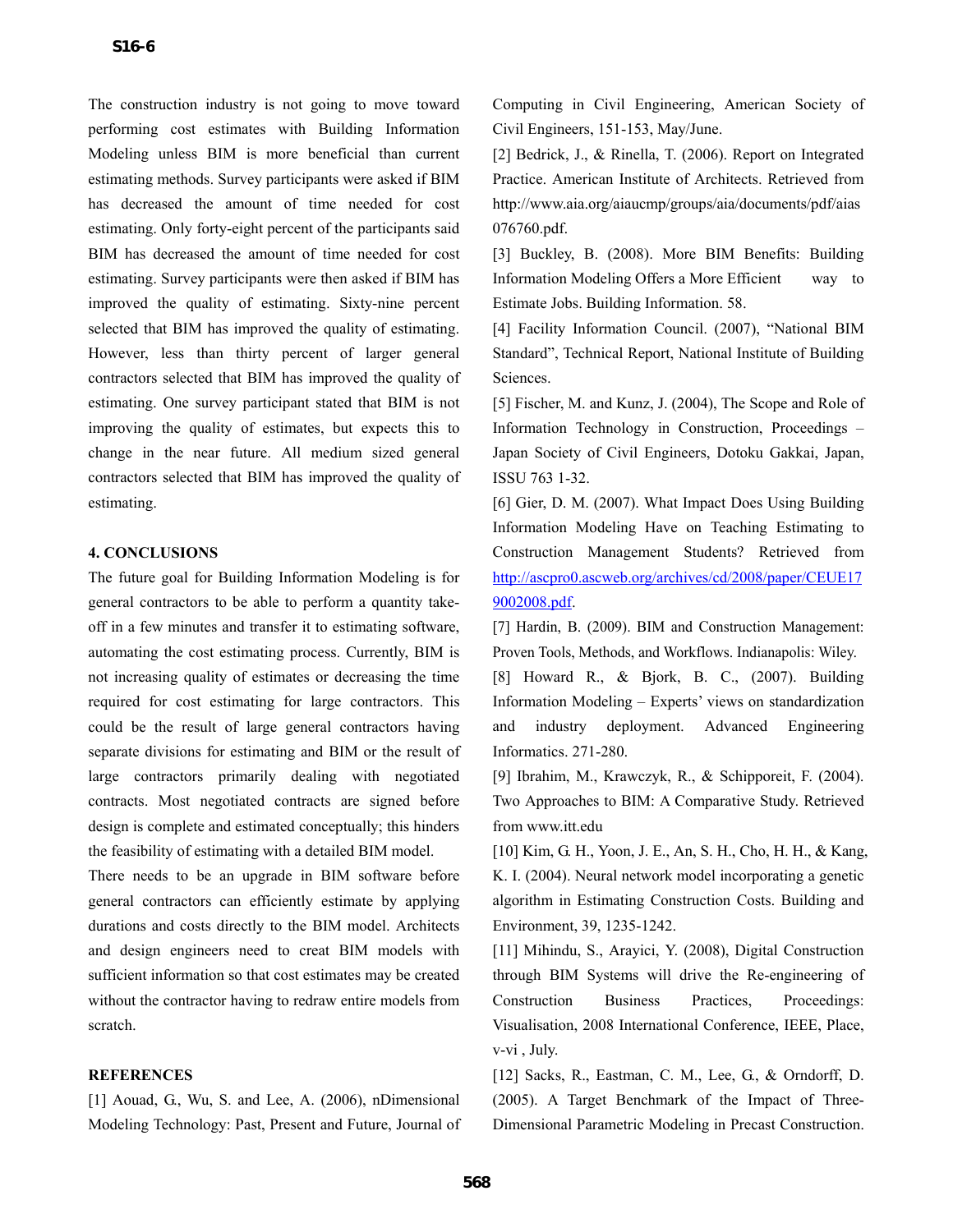The construction industry is not going to move toward performing cost estimates with Building Information Modeling unless BIM is more beneficial than current estimating methods. Survey participants were asked if BIM has decreased the amount of time needed for cost estimating. Only forty-eight percent of the participants said BIM has decreased the amount of time needed for cost estimating. Survey participants were then asked if BIM has improved the quality of estimating. Sixty-nine percent selected that BIM has improved the quality of estimating. However, less than thirty percent of larger general contractors selected that BIM has improved the quality of estimating. One survey participant stated that BIM is not improving the quality of estimates, but expects this to change in the near future. All medium sized general contractors selected that BIM has improved the quality of estimating.

## 4. CONCLUSIONS

The future goal for Building Information Modeling is for general contractors to be able to perform a quantity take-off in a few minutes and transfer it to estimating software, automating the cost estimating process. Currently, BIM is not increasing quality of estimates or decreasing the time required for cost estimating for large contractors. This could be the result of large general contractors having separate divisions for estimating and BIM or the result of large contractors primarily dealing with negotiated contracts. Most negotiated contracts are signed before design is complete and estimated conceptually; this hinders the feasibility of estimating with a detailed BIM model.

There needs to be an upgrade in BIM software before general contractors can efficiently estimate by applying durations and costs directly to the BIM model. Architects and design engineers need to creat BIM models with sufficient information so that cost estimates may be created without the contractor having to redraw entire models from scratch.

## REFERENCES

[1] Aouad, G., Wu, S. and Lee, A. (2006), nDimensional Modeling Technology: Past, Present and Future, Journal of Computing in Civil Engineering, American Society of Civil Engineers, 151-153, May/June.

[2] Bedrick, J., & Rinella, T. (2006). Report on Integrated Practice. American Institute of Architects. Retrieved from http://www.aia.org/aiaucmp/groups/aia/documents/pdf/aias076760.pdf.

[3] Buckley, B. (2008). More BIM Benefits: Building Information Modeling Offers a More Efficient way to Estimate Jobs. Building Information. 58.

[4] Facility Information Council. (2007), "National BIM Standard", Technical Report, National Institute of Building Sciences.

[5] Fischer, M. and Kunz, J. (2004), The Scope and Role of Information Technology in Construction, Proceedings – Japan Society of Civil Engineers, Dotoku Gakkai, Japan, ISSU 763 1-32.

[6] Gier, D. M. (2007). What Impact Does Using Building Information Modeling Have on Teaching Estimating to Construction Management Students? Retrieved from http://ascpro0.ascweb.org/archives/cd/2008/paper/CEUE179002008.pdf.

[7] Hardin, B. (2009). BIM and Construction Management: Proven Tools, Methods, and Workflows. Indianapolis: Wiley.

[8] Howard R., & Bjork, B. C., (2007). Building Information Modeling – Experts' views on standardization and industry deployment. Advanced Engineering Informatics. 271-280.

[9] Ibrahim, M., Krawczyk, R., & Schipporeit, F. (2004). Two Approaches to BIM: A Comparative Study. Retrieved from www.itt.edu

[10] Kim, G. H., Yoon, J. E., An, S. H., Cho, H. H., & Kang, K. I. (2004). Neural network model incorporating a genetic algorithm in Estimating Construction Costs. Building and Environment, 39, 1235-1242.

[11] Mihindu, S., Arayici, Y. (2008), Digital Construction through BIM Systems will drive the Re-engineering of Construction Business Practices, Proceedings: Visualisation, 2008 International Conference, IEEE, Place, v-vi , July.

[12] Sacks, R., Eastman, C. M., Lee, G., & Orndorff, D. (2005). A Target Benchmark of the Impact of Three-Dimensional Parametric Modeling in Precast Construction.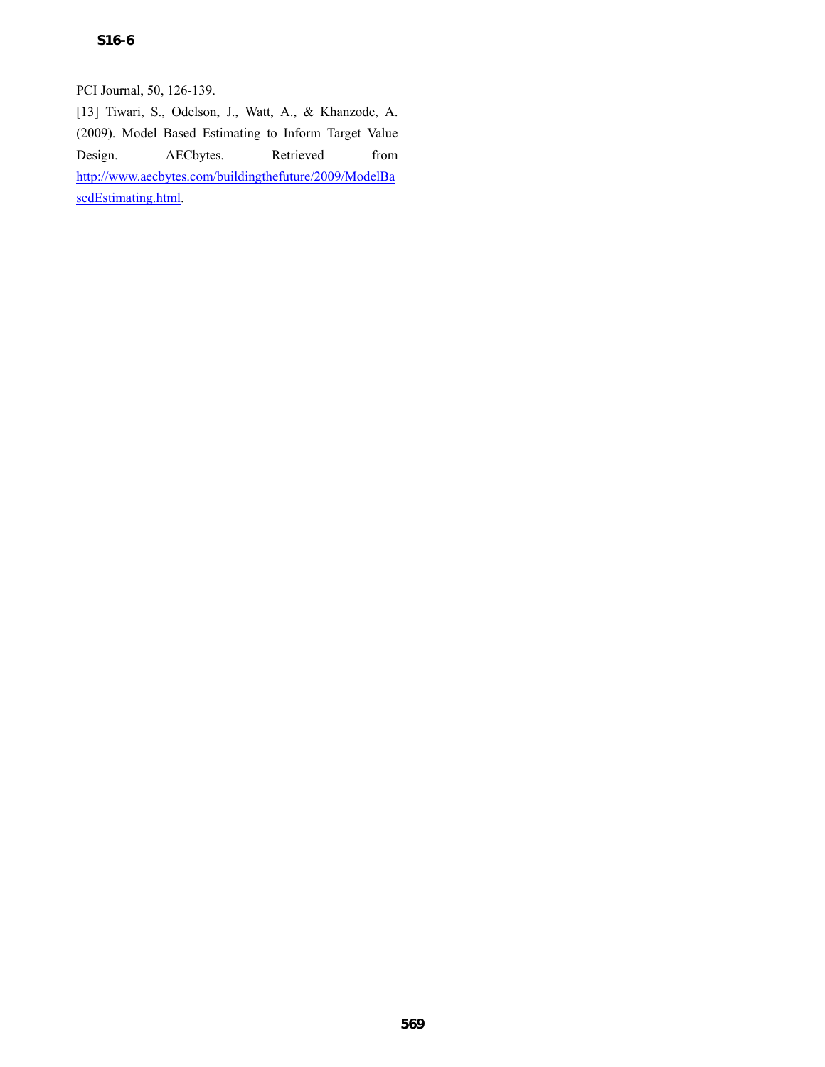PCI Journal, 50, 126-139.

[13] Tiwari, S., Odelson, J., Watt, A., & Khanzode, A. (2009). Model Based Estimating to Inform Target Value Design. AECbytes. Retrieved from http://www.aecbytes.com/buildingthefuture/2009/ModelBasedEstimating.html.